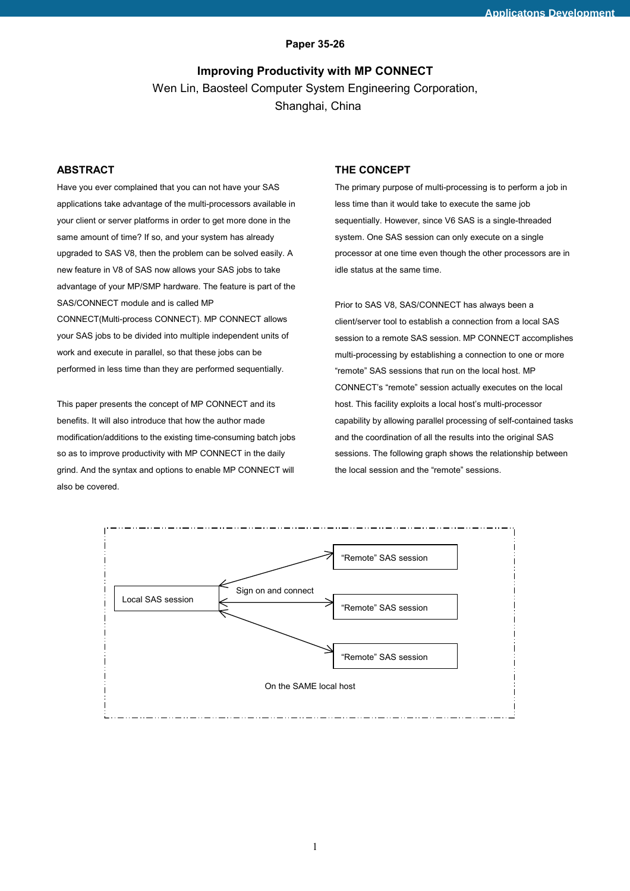Paper 35-26

# Improving Productivity with MP CONNECT

Wen Lin, Baosteel Computer System Engineering Corporation, Shanghai, China

## ABSTRACT

Have you ever complained that you can not have your SAS applications take advantage of the multi-processors available in your client or server platforms in order to get more done in the same amount of time? If so, and your system has already upgraded to SAS V8, then the problem can be solved easily. A new feature in V8 of SAS now allows your SAS jobs to take advantage of your MP/SMP hardware. The feature is part of the SAS/CONNECT module and is called MP CONNECT(Multi-process CONNECT). MP CONNECT allows your SAS jobs to be divided into multiple independent units of work and execute in parallel, so that these jobs can be performed in less time than they are performed sequentially.

This paper presents the concept of MP CONNECT and its benefits. It will also introduce that how the author made modification/additions to the existing time-consuming batch jobs so as to improve productivity with MP CONNECT in the daily grind. And the syntax and options to enable MP CONNECT will also be covered.

## THE CONCEPT

The primary purpose of multi-processing is to perform a job in less time than it would take to execute the same job sequentially. However, since V6 SAS is a single-threaded system. One SAS session can only execute on a single processor at one time even though the other processors are in idle status at the same time.

Prior to SAS V8, SAS/CONNECT has always been a client/server tool to establish a connection from a local SAS session to a remote SAS session. MP CONNECT accomplishes multi-processing by establishing a connection to one or more “remote” SAS sessions that run on the local host. MP CONNECT’s “remote” session actually executes on the local host. This facility exploits a local host’s multi-processor capability by allowing parallel processing of self-contained tasks and the coordination of all the results into the original SAS sessions. The following graph shows the relationship between the local session and the “remote” sessions.

Local SAS session — Sign on and connect → “Remote” SAS session (×3)

On the SAME local host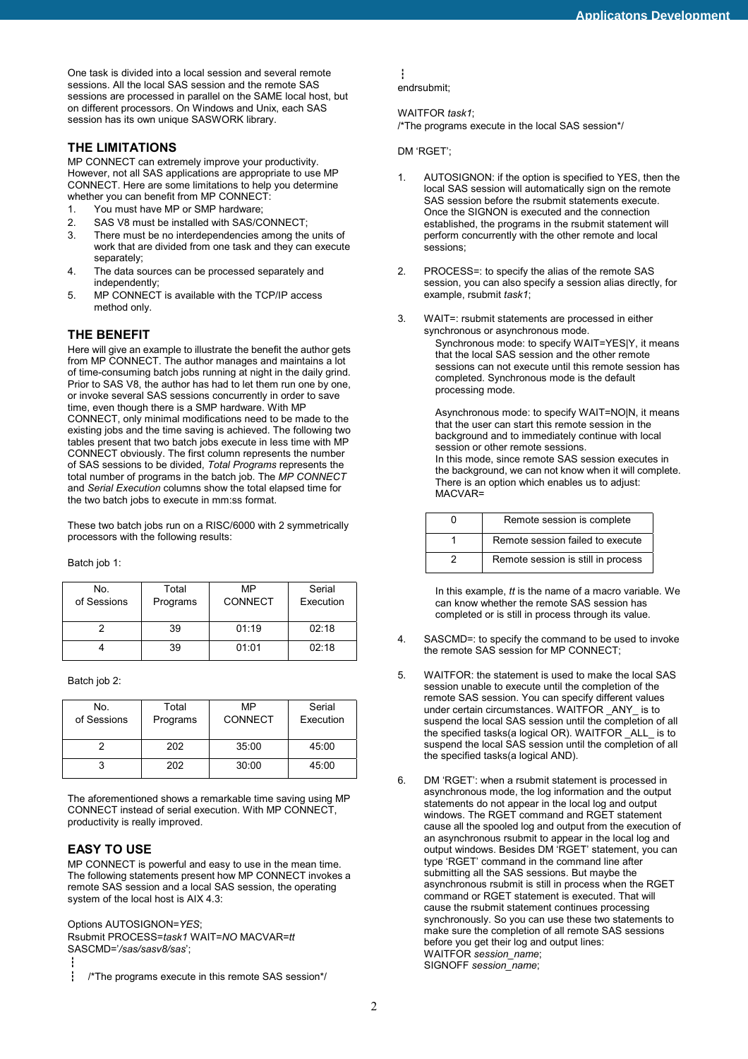One task is divided into a local session and several remote sessions. All the local SAS session and the remote SAS sessions are processed in parallel on the SAME local host, but on different processors. On Windows and Unix, each SAS session has its own unique SASWORK library.

## THE LIMITATIONS

MP CONNECT can extremely improve your productivity. However, not all SAS applications are appropriate to use MP CONNECT. Here are some limitations to help you determine whether you can benefit from MP CONNECT:

1. You must have MP or SMP hardware;
2. SAS V8 must be installed with SAS/CONNECT;
3. There must be no interdependencies among the units of work that are divided from one task and they can execute separately;
4. The data sources can be processed separately and independently;
5. MP CONNECT is available with the TCP/IP access method only.

## THE BENEFIT

Here will give an example to illustrate the benefit the author gets from MP CONNECT. The author manages and maintains a lot of time-consuming batch jobs running at night in the daily grind. Prior to SAS V8, the author has had to let them run one by one, or invoke several SAS sessions concurrently in order to save time, even though there is a SMP hardware. With MP CONNECT, only minimal modifications need to be made to the existing jobs and the time saving is achieved. The following two tables present that two batch jobs execute in less time with MP CONNECT obviously. The first column represents the number of SAS sessions to be divided, *Total Programs* represents the total number of programs in the batch job. The *MP CONNECT* and *Serial Execution* columns show the total elapsed time for the two batch jobs to execute in mm:ss format.

These two batch jobs run on a RISC/6000 with 2 symmetrically processors with the following results:

Batch job 1:

| No. of Sessions | Total Programs | MP CONNECT | Serial Execution |
|---|---|---|---|
| 2 | 39 | 01:19 | 02:18 |
| 4 | 39 | 01:01 | 02:18 |

Batch job 2:

| No. of Sessions | Total Programs | MP CONNECT | Serial Execution |
|---|---|---|---|
| 2 | 202 | 35:00 | 45:00 |
| 3 | 202 | 30:00 | 45:00 |

The aforementioned shows a remarkable time saving using MP CONNECT instead of serial execution. With MP CONNECT, productivity is really improved.

## EASY TO USE

MP CONNECT is powerful and easy to use in the mean time. The following statements present how MP CONNECT invokes a remote SAS session and a local SAS session, the operating system of the local host is AIX 4.3:

```
Options AUTOSIGNON=YES;
Rsubmit PROCESS=task1 WAIT=NO MACVAR=tt
SASCMD='/sas/sasv8/sas';
⋮
⋮   /*The programs execute in this remote SAS session*/
⋮
endrsubmit;

WAITFOR task1;
/*The programs execute in the local SAS session*/

DM 'RGET';
```

1. AUTOSIGNON: if the option is specified to YES, then the local SAS session will automatically sign on the remote SAS session before the rsubmit statements execute. Once the SIGNON is executed and the connection established, the programs in the rsubmit statement will perform concurrently with the other remote and local sessions;

2. PROCESS=: to specify the alias of the remote SAS session, you can also specify a session alias directly, for example, rsubmit *task1*;

3. WAIT=: rsubmit statements are processed in either synchronous or asynchronous mode.

   Synchronous mode: to specify WAIT=YES|Y, it means that the local SAS session and the other remote sessions can not execute until this remote session has completed. Synchronous mode is the default processing mode.

   Asynchronous mode: to specify WAIT=NO|N, it means that the user can start this remote session in the background and to immediately continue with local session or other remote sessions.
   In this mode, since remote SAS session executes in the background, we can not know when it will complete. There is an option which enables us to adjust: MACVAR=

   | | |
   |---|---|
   | 0 | Remote session is complete |
   | 1 | Remote session failed to execute |
   | 2 | Remote session is still in process |

   In this example, *tt* is the name of a macro variable. We can know whether the remote SAS session has completed or is still in process through its value.

4. SASCMD=: to specify the command to be used to invoke the remote SAS session for MP CONNECT;

5. WAITFOR: the statement is used to make the local SAS session unable to execute until the completion of the remote SAS session. You can specify different values under certain circumstances. WAITFOR _ANY_ is to suspend the local SAS session until the completion of all the specified tasks(a logical OR). WAITFOR _ALL_ is to suspend the local SAS session until the completion of all the specified tasks(a logical AND).

6. DM 'RGET': when a rsubmit statement is processed in asynchronous mode, the log information and the output statements do not appear in the local log and output windows. The RGET command and RGET statement cause all the spooled log and output from the execution of an asynchronous rsubmit to appear in the local log and output windows. Besides DM 'RGET' statement, you can type 'RGET' command in the command line after submitting all the SAS sessions. But maybe the asynchronous rsubmit is still in process when the RGET command or RGET statement is executed. That will cause the rsubmit statement continues processing synchronously. So you can use these two statements to make sure the completion of all remote SAS sessions before you get their log and output lines:
   WAITFOR *session_name*;
   SIGNOFF *session_name*;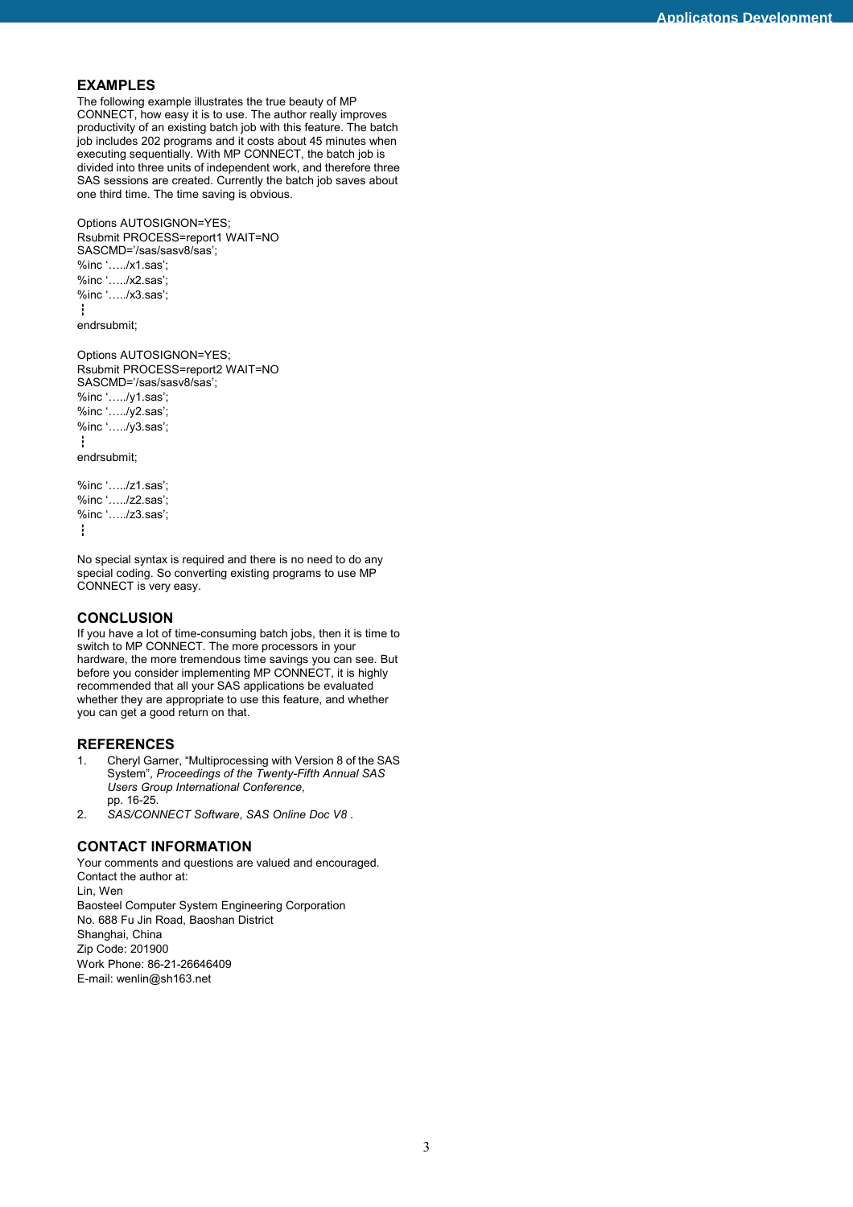## EXAMPLES

The following example illustrates the true beauty of MP CONNECT, how easy it is to use. The author really improves productivity of an existing batch job with this feature. The batch job includes 202 programs and it costs about 45 minutes when executing sequentially. With MP CONNECT, the batch job is divided into three units of independent work, and therefore three SAS sessions are created. Currently the batch job saves about one third time. The time saving is obvious.

```
Options AUTOSIGNON=YES;
Rsubmit PROCESS=report1 WAIT=NO
SASCMD='/sas/sasv8/sas';
%inc '…../x1.sas';
%inc '…../x2.sas';
%inc '…../x3.sas';
⋮
endrsubmit;

Options AUTOSIGNON=YES;
Rsubmit PROCESS=report2 WAIT=NO
SASCMD='/sas/sasv8/sas';
%inc '…../y1.sas';
%inc '…../y2.sas';
%inc '…../y3.sas';
⋮
endrsubmit;

%inc '…../z1.sas';
%inc '…../z2.sas';
%inc '…../z3.sas';
⋮
```

No special syntax is required and there is no need to do any special coding. So converting existing programs to use MP CONNECT is very easy.

## CONCLUSION

If you have a lot of time-consuming batch jobs, then it is time to switch to MP CONNECT. The more processors in your hardware, the more tremendous time savings you can see. But before you consider implementing MP CONNECT, it is highly recommended that all your SAS applications be evaluated whether they are appropriate to use this feature, and whether you can get a good return on that.

## REFERENCES

1. Cheryl Garner, "Multiprocessing with Version 8 of the SAS System", *Proceedings of the Twenty-Fifth Annual SAS Users Group International Conference*, pp. 16-25.
2. *SAS/CONNECT Software*, *SAS Online Doc V8* .

## CONTACT INFORMATION

Your comments and questions are valued and encouraged.
Contact the author at:
Lin, Wen
Baosteel Computer System Engineering Corporation
No. 688 Fu Jin Road, Baoshan District
Shanghai, China
Zip Code: 201900
Work Phone: 86-21-26646409
E-mail: wenlin@sh163.net